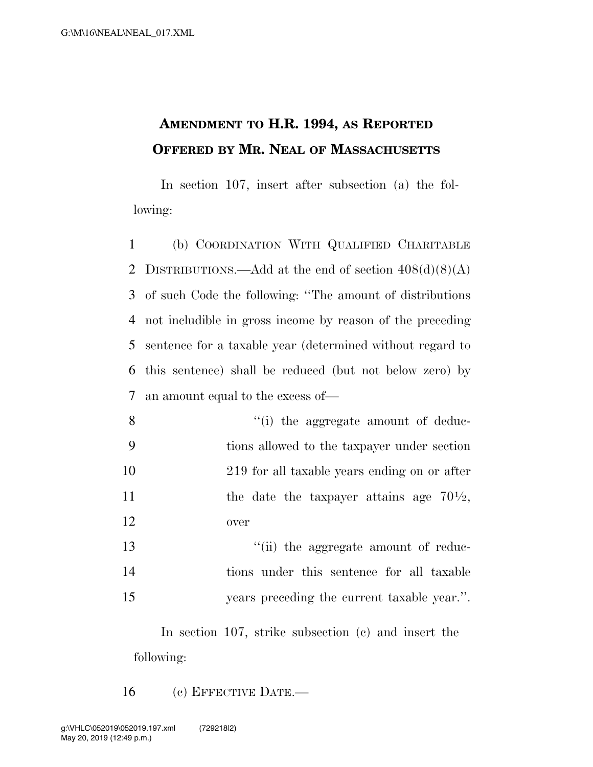# AMENDMENT TO H.R. 1994, AS REPORTED OFFERED BY MR. NEAL OF MASSACHUSETTS

In section 107, insert after subsection (a) the following:

(b) COORDINATION WITH QUALIFIED CHARITABLE DISTRIBUTIONS.—Add at the end of section 408(d)(8)(A) of such Code the following: "The amount of distributions not includible in gross income by reason of the preceding sentence for a taxable year (determined without regard to this sentence) shall be reduced (but not below zero) by an amount equal to the excess of—

"(i) the aggregate amount of deductions allowed to the taxpayer under section 219 for all taxable years ending on or after the date the taxpayer attains age 70½, over

"(ii) the aggregate amount of reductions under this sentence for all taxable years preceding the current taxable year.".

In section 107, strike subsection (c) and insert the following:

(c) EFFECTIVE DATE.—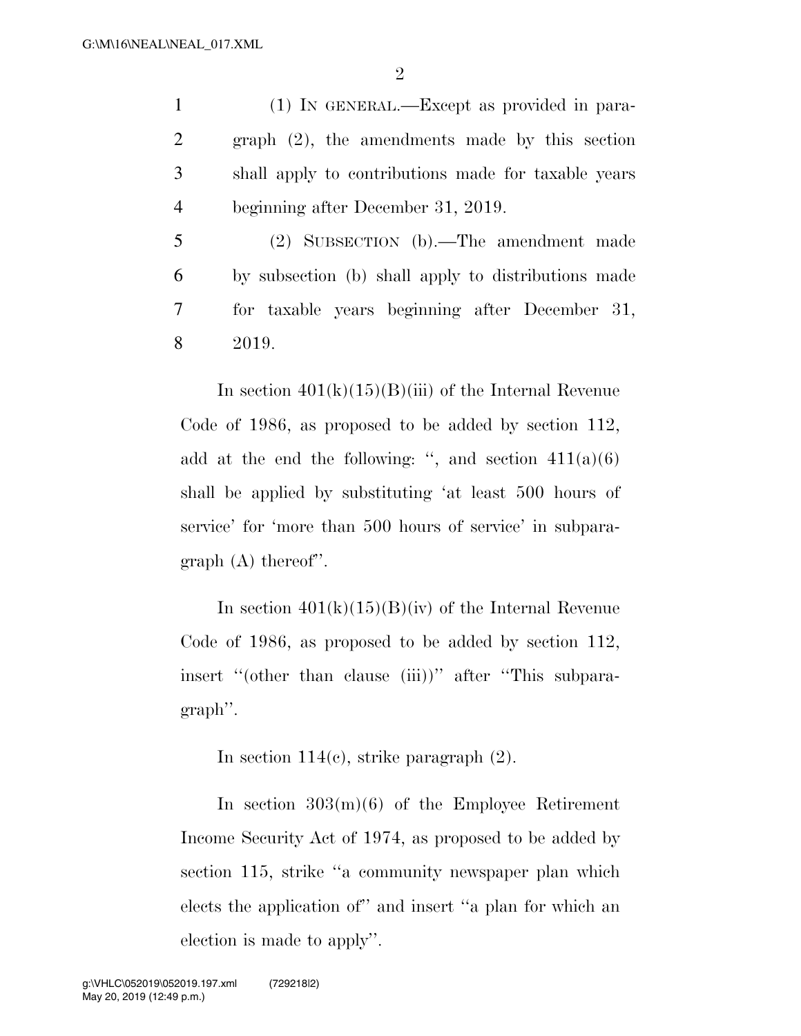(1) IN GENERAL.—Except as provided in paragraph (2), the amendments made by this section shall apply to contributions made for taxable years beginning after December 31, 2019.

(2) SUBSECTION (b).—The amendment made by subsection (b) shall apply to distributions made for taxable years beginning after December 31, 2019.

In section 401(k)(15)(B)(iii) of the Internal Revenue Code of 1986, as proposed to be added by section 112, add at the end the following: '', and section 411(a)(6) shall be applied by substituting 'at least 500 hours of service' for 'more than 500 hours of service' in subparagraph (A) thereof''.

In section 401(k)(15)(B)(iv) of the Internal Revenue Code of 1986, as proposed to be added by section 112, insert ''(other than clause (iii))'' after ''This subparagraph''.

In section 114(c), strike paragraph (2).

In section 303(m)(6) of the Employee Retirement Income Security Act of 1974, as proposed to be added by section 115, strike ''a community newspaper plan which elects the application of'' and insert ''a plan for which an election is made to apply''.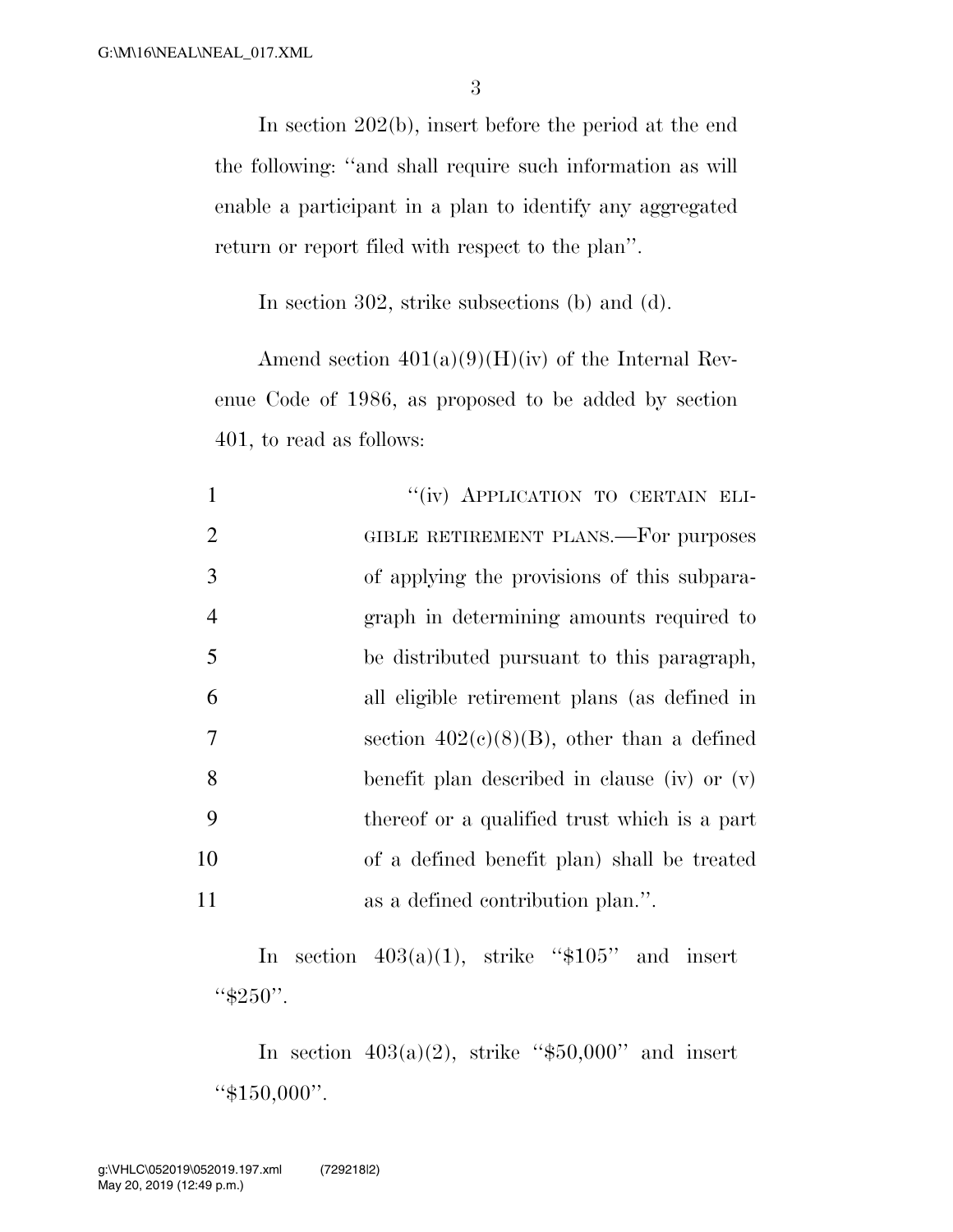In section 202(b), insert before the period at the end the following: ''and shall require such information as will enable a participant in a plan to identify any aggregated return or report filed with respect to the plan''.

In section 302, strike subsections (b) and (d).

Amend section 401(a)(9)(H)(iv) of the Internal Revenue Code of 1986, as proposed to be added by section 401, to read as follows:

1 ''(iv) APPLICATION TO CERTAIN ELI-
2 GIBLE RETIREMENT PLANS.—For purposes
3 of applying the provisions of this subpara-
4 graph in determining amounts required to
5 be distributed pursuant to this paragraph,
6 all eligible retirement plans (as defined in
7 section 402(c)(8)(B), other than a defined
8 benefit plan described in clause (iv) or (v)
9 thereof or a qualified trust which is a part
10 of a defined benefit plan) shall be treated
11 as a defined contribution plan.''.

In section 403(a)(1), strike ''$105'' and insert ''$250''.

In section 403(a)(2), strike ''$50,000'' and insert ''$150,000''.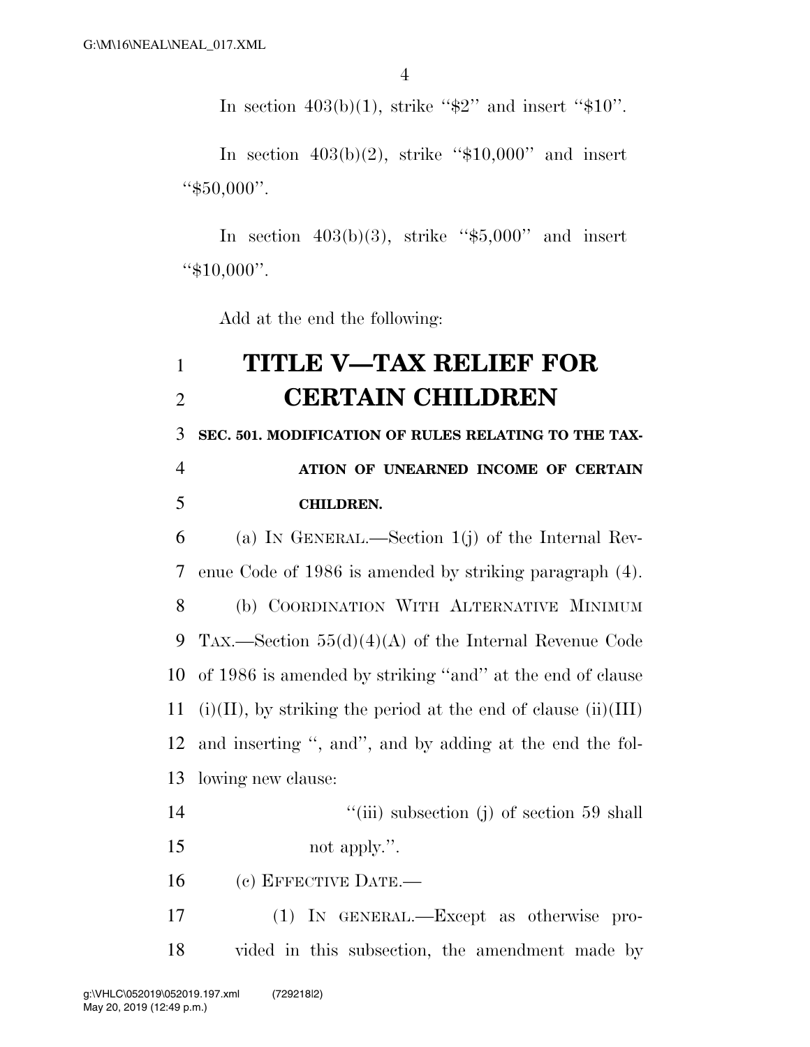In section 403(b)(1), strike "$2" and insert "$10".

In section 403(b)(2), strike "$10,000" and insert "$50,000".

In section 403(b)(3), strike "$5,000" and insert "$10,000".

Add at the end the following:

# TITLE V—TAX RELIEF FOR CERTAIN CHILDREN

**SEC. 501. MODIFICATION OF RULES RELATING TO THE TAXATION OF UNEARNED INCOME OF CERTAIN CHILDREN.**

(a) IN GENERAL.—Section 1(j) of the Internal Revenue Code of 1986 is amended by striking paragraph (4).

(b) COORDINATION WITH ALTERNATIVE MINIMUM TAX.—Section 55(d)(4)(A) of the Internal Revenue Code of 1986 is amended by striking "and" at the end of clause (i)(II), by striking the period at the end of clause (ii)(III) and inserting ", and", by adding at the end the following new clause:

"(iii) subsection (j) of section 59 shall not apply.".

(c) EFFECTIVE DATE.—

(1) IN GENERAL.—Except as otherwise provided in this subsection, the amendment made by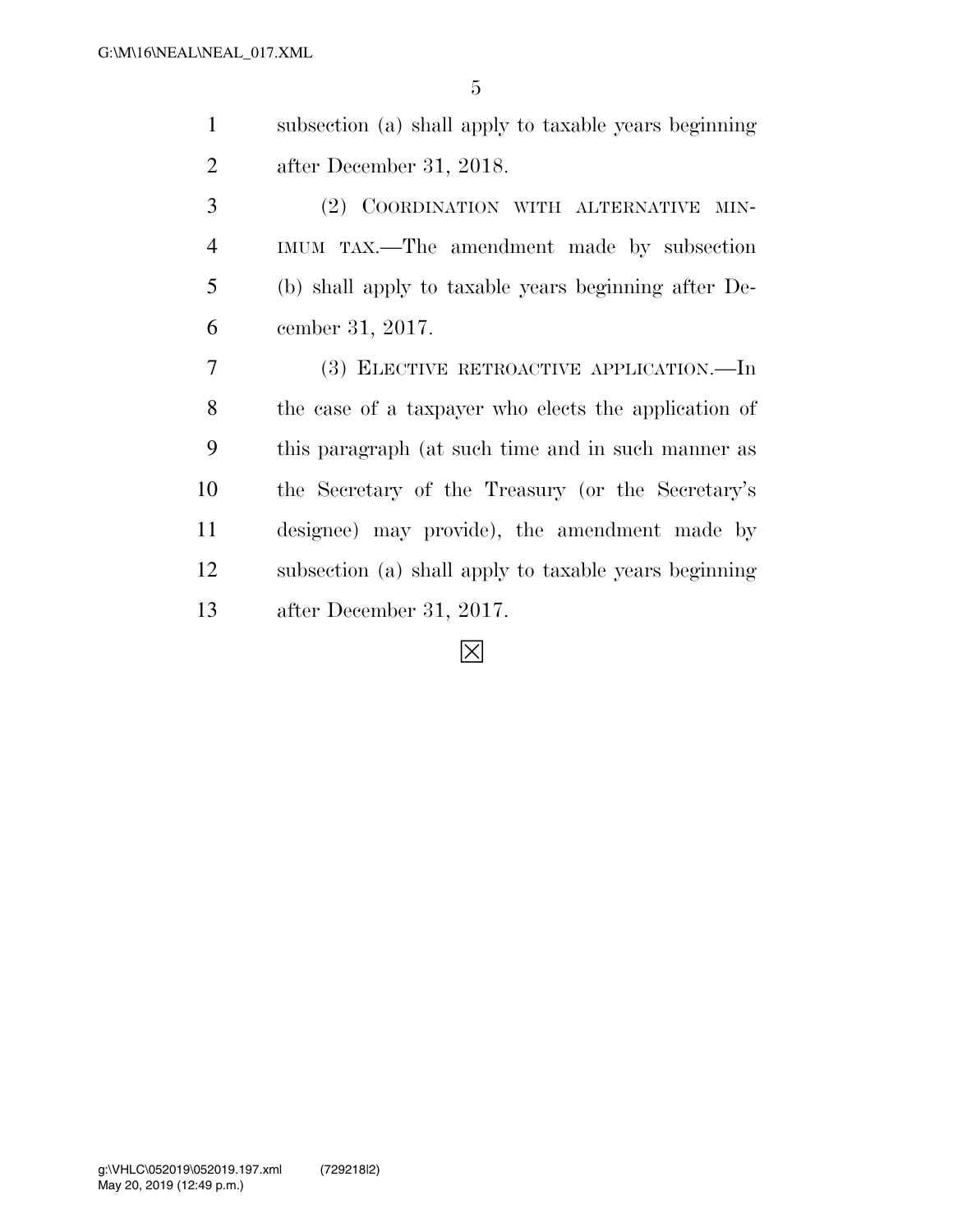subsection (a) shall apply to taxable years beginning after December 31, 2018.

(2) COORDINATION WITH ALTERNATIVE MINIMUM TAX.—The amendment made by subsection (b) shall apply to taxable years beginning after December 31, 2017.

(3) ELECTIVE RETROACTIVE APPLICATION.—In the case of a taxpayer who elects the application of this paragraph (at such time and in such manner as the Secretary of the Treasury (or the Secretary's designee) may provide), the amendment made by subsection (a) shall apply to taxable years beginning after December 31, 2017.